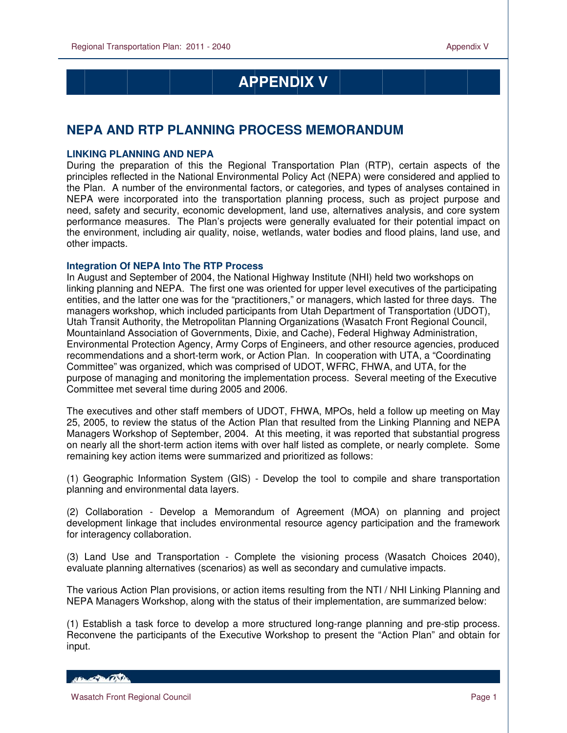# APPENDIX V

## NEPA AND RTP PLANNING PROCESS MEMORANDUM

### LINKING PLANNING AND NEPA

During the preparation of this the Regional Transportation Plan (RTP), certain aspects of the principles reflected in the National Environmental Policy Act (NEPA) were considered and applied to the Plan. A number of the environmental factors, or categories, and types of analyses contained in NEPA were incorporated into the transportation planning process, such as project purpose and need, safety and security, economic development, land use, alternatives analysis, and core system performance measures. The Plan's projects were generally evaluated for their potential impact on the environment, including air quality, noise, wetlands, water bodies and flood plains, land use, and other impacts.

#### Integration Of NEPA Into The RTP Process

In August and September of 2004, the National Highway Institute (NHI) held two workshops on linking planning and NEPA. The first one was oriented for upper level executives of the participating entities, and the latter one was for the "practitioners," or managers, which lasted for three days. The managers workshop, which included participants from Utah Department of Transportation (UDOT), Utah Transit Authority, the Metropolitan Planning Organizations (Wasatch Front Regional Council, Mountainland Association of Governments, Dixie, and Cache), Federal Highway Administration, Environmental Protection Agency, Army Corps of Engineers, and other resource agencies, produced recommendations and a short-term work, or Action Plan. In cooperation with UTA, a "Coordinating Committee" was organized, which was comprised of UDOT, WFRC, FHWA, and UTA, for the purpose of managing and monitoring the implementation process. Several meeting of the Executive Committee met several time during 2005 and 2006.

The executives and other staff members of UDOT, FHWA, MPOs, held a follow up meeting on May 25, 2005, to review the status of the Action Plan that resulted from the Linking Planning and NEPA Managers Workshop of September, 2004. At this meeting, it was reported that substantial progress on nearly all the short-term action items with over half listed as complete, or nearly complete. Some remaining key action items were summarized and prioritized as follows:

(1) Geographic Information System (GIS) - Develop the tool to compile and share transportation planning and environmental data layers.

(2) Collaboration - Develop a Memorandum of Agreement (MOA) on planning and project development linkage that includes environmental resource agency participation and the framework for interagency collaboration.

(3) Land Use and Transportation - Complete the visioning process (Wasatch Choices 2040), evaluate planning alternatives (scenarios) as well as secondary and cumulative impacts.

The various Action Plan provisions, or action items resulting from the NTI / NHI Linking Planning and NEPA Managers Workshop, along with the status of their implementation, are summarized below:

(1) Establish a task force to develop a more structured long-range planning and pre-stip process. Reconvene the participants of the Executive Workshop to present the "Action Plan" and obtain for input.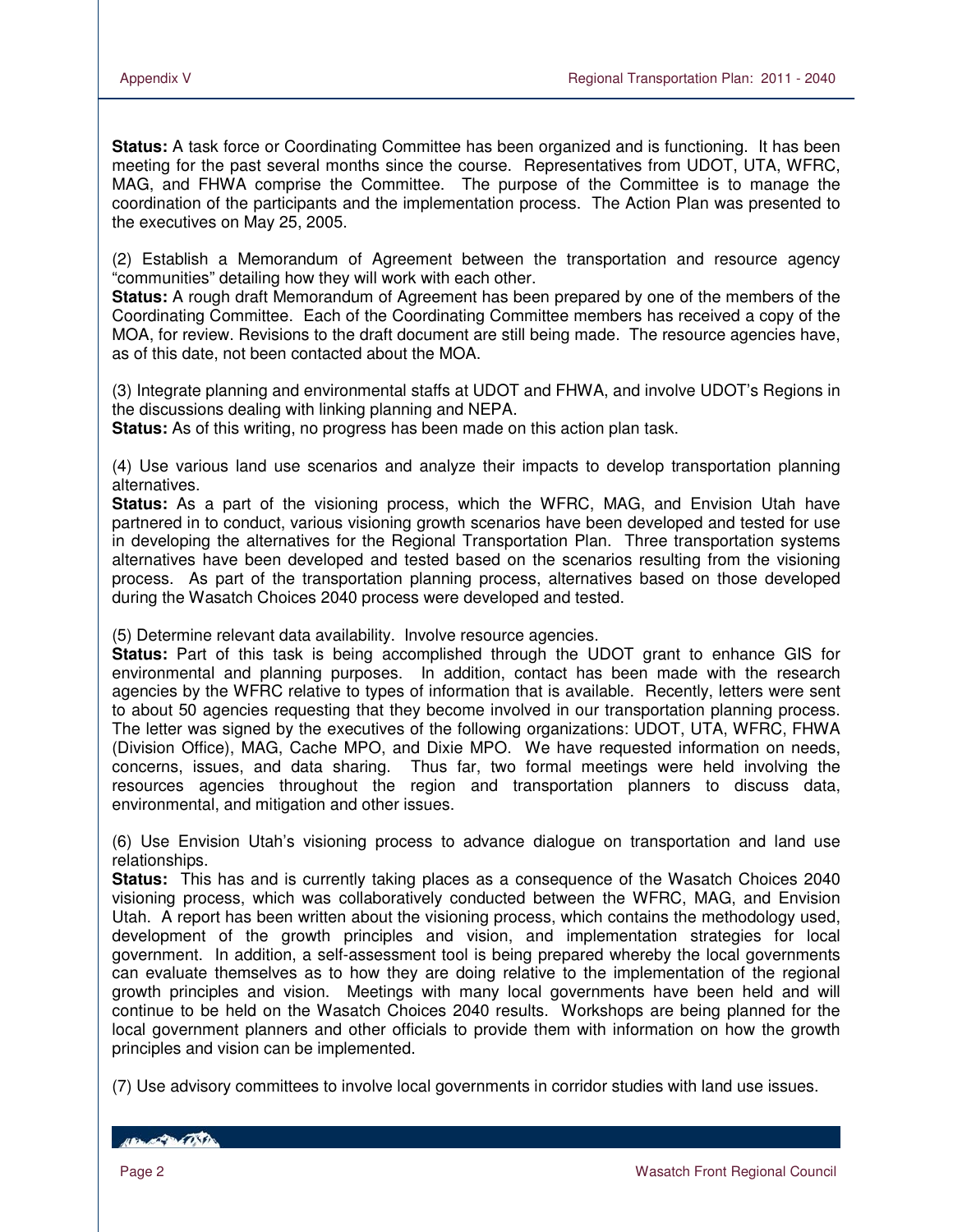**Status:** A task force or Coordinating Committee has been organized and is functioning. It has been meeting for the past several months since the course. Representatives from UDOT, UTA, WFRC, MAG, and FHWA comprise the Committee. The purpose of the Committee is to manage the coordination of the participants and the implementation process. The Action Plan was presented to the executives on May 25, 2005.

(2) Establish a Memorandum of Agreement between the transportation and resource agency "communities" detailing how they will work with each other.
**Status:** A rough draft Memorandum of Agreement has been prepared by one of the members of the Coordinating Committee. Each of the Coordinating Committee members has received a copy of the MOA, for review. Revisions to the draft document are still being made. The resource agencies have, as of this date, not been contacted about the MOA.

(3) Integrate planning and environmental staffs at UDOT and FHWA, and involve UDOT's Regions in the discussions dealing with linking planning and NEPA.
**Status:** As of this writing, no progress has been made on this action plan task.

(4) Use various land use scenarios and analyze their impacts to develop transportation planning alternatives.
**Status:** As a part of the visioning process, which the WFRC, MAG, and Envision Utah have partnered in to conduct, various visioning growth scenarios have been developed and tested for use in developing the alternatives for the Regional Transportation Plan. Three transportation systems alternatives have been developed and tested based on the scenarios resulting from the visioning process. As part of the transportation planning process, alternatives based on those developed during the Wasatch Choices 2040 process were developed and tested.

(5) Determine relevant data availability. Involve resource agencies.
**Status:** Part of this task is being accomplished through the UDOT grant to enhance GIS for environmental and planning purposes. In addition, contact has been made with the research agencies by the WFRC relative to types of information that is available. Recently, letters were sent to about 50 agencies requesting that they become involved in our transportation planning process. The letter was signed by the executives of the following organizations: UDOT, UTA, WFRC, FHWA (Division Office), MAG, Cache MPO, and Dixie MPO. We have requested information on needs, concerns, issues, and data sharing. Thus far, two formal meetings were held involving the resources agencies throughout the region and transportation planners to discuss data, environmental, and mitigation and other issues.

(6) Use Envision Utah's visioning process to advance dialogue on transportation and land use relationships.
**Status:** This has and is currently taking places as a consequence of the Wasatch Choices 2040 visioning process, which was collaboratively conducted between the WFRC, MAG, and Envision Utah. A report has been written about the visioning process, which contains the methodology used, development of the growth principles and vision, and implementation strategies for local government. In addition, a self-assessment tool is being prepared whereby the local governments can evaluate themselves as to how they are doing relative to the implementation of the regional growth principles and vision. Meetings with many local governments have been held and will continue to be held on the Wasatch Choices 2040 results. Workshops are being planned for the local government planners and other officials to provide them with information on how the growth principles and vision can be implemented.

(7) Use advisory committees to involve local governments in corridor studies with land use issues.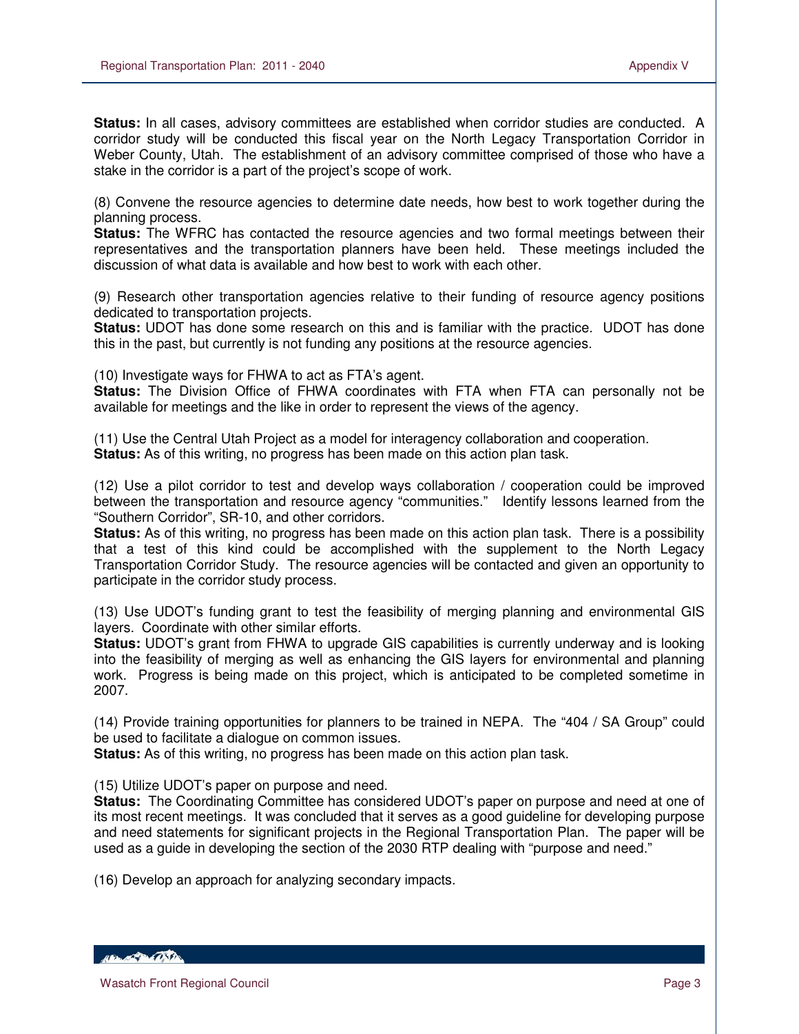**Status:** In all cases, advisory committees are established when corridor studies are conducted. A corridor study will be conducted this fiscal year on the North Legacy Transportation Corridor in Weber County, Utah. The establishment of an advisory committee comprised of those who have a stake in the corridor is a part of the project's scope of work.

(8) Convene the resource agencies to determine date needs, how best to work together during the planning process.
**Status:** The WFRC has contacted the resource agencies and two formal meetings between their representatives and the transportation planners have been held. These meetings included the discussion of what data is available and how best to work with each other.

(9) Research other transportation agencies relative to their funding of resource agency positions dedicated to transportation projects.
**Status:** UDOT has done some research on this and is familiar with the practice. UDOT has done this in the past, but currently is not funding any positions at the resource agencies.

(10) Investigate ways for FHWA to act as FTA's agent.
**Status:** The Division Office of FHWA coordinates with FTA when FTA can personally not be available for meetings and the like in order to represent the views of the agency.

(11) Use the Central Utah Project as a model for interagency collaboration and cooperation.
**Status:** As of this writing, no progress has been made on this action plan task.

(12) Use a pilot corridor to test and develop ways collaboration / cooperation could be improved between the transportation and resource agency "communities." Identify lessons learned from the "Southern Corridor", SR-10, and other corridors.
**Status:** As of this writing, no progress has been made on this action plan task. There is a possibility that a test of this kind could be accomplished with the supplement to the North Legacy Transportation Corridor Study. The resource agencies will be contacted and given an opportunity to participate in the corridor study process.

(13) Use UDOT's funding grant to test the feasibility of merging planning and environmental GIS layers. Coordinate with other similar efforts.
**Status:** UDOT's grant from FHWA to upgrade GIS capabilities is currently underway and is looking into the feasibility of merging as well as enhancing the GIS layers for environmental and planning work. Progress is being made on this project, which is anticipated to be completed sometime in 2007.

(14) Provide training opportunities for planners to be trained in NEPA. The "404 / SA Group" could be used to facilitate a dialogue on common issues.
**Status:** As of this writing, no progress has been made on this action plan task.

(15) Utilize UDOT's paper on purpose and need.
**Status:** The Coordinating Committee has considered UDOT's paper on purpose and need at one of its most recent meetings. It was concluded that it serves as a good guideline for developing purpose and need statements for significant projects in the Regional Transportation Plan. The paper will be used as a guide in developing the section of the 2030 RTP dealing with "purpose and need."

(16) Develop an approach for analyzing secondary impacts.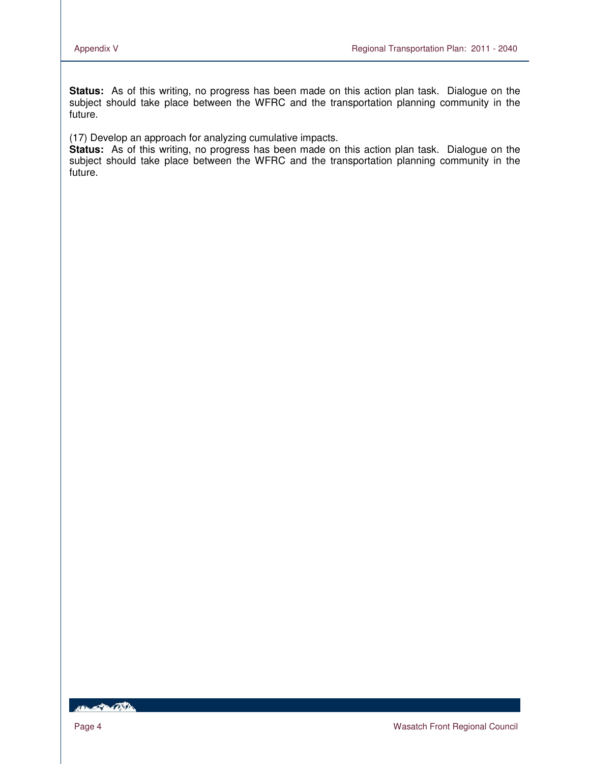**Status:** As of this writing, no progress has been made on this action plan task. Dialogue on the subject should take place between the WFRC and the transportation planning community in the future.

(17) Develop an approach for analyzing cumulative impacts.
**Status:** As of this writing, no progress has been made on this action plan task. Dialogue on the subject should take place between the WFRC and the transportation planning community in the future.